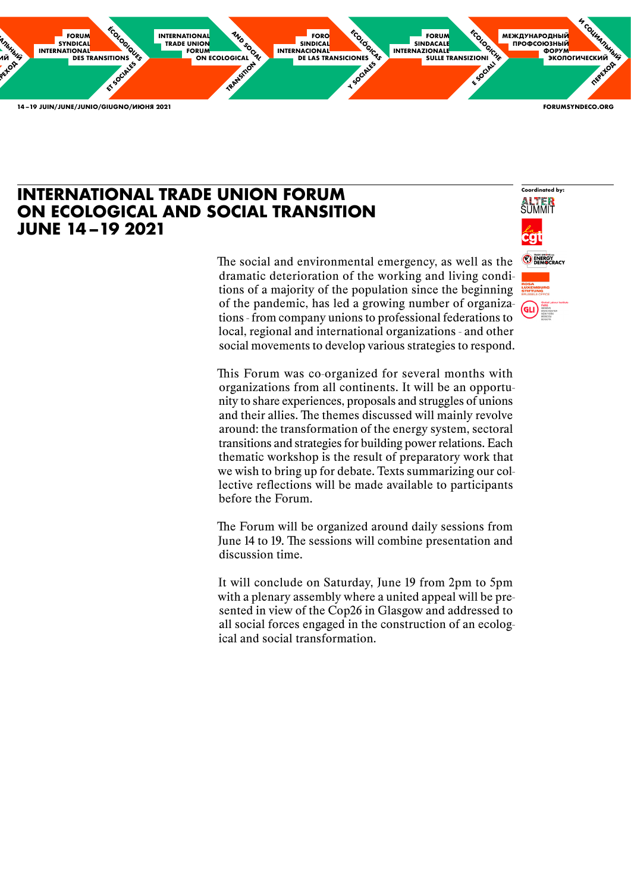# INTERNATIONAL TRADE UNION FORUM ON ECOLOGICAL AND SOCIAL TRANSITION JUNE 14 – 19 2021

Coordinated by: ALTER SUMMIT, cgt, Trade Unions for Energy Democracy, Rosa Luxemburg Stiftung Brussels Office, GLI Global Labour Institute

The social and environmental emergency, as well as the dramatic deterioration of the working and living conditions of a majority of the population since the beginning of the pandemic, has led a growing number of organizations - from company unions to professional federations to local, regional and international organizations - and other social movements to develop various strategies to respond.

This Forum was co-organized for several months with organizations from all continents. It will be an opportunity to share experiences, proposals and struggles of unions and their allies. The themes discussed will mainly revolve around: the transformation of the energy system, sectoral transitions and strategies for building power relations. Each thematic workshop is the result of preparatory work that we wish to bring up for debate. Texts summarizing our collective reflections will be made available to participants before the Forum.

The Forum will be organized around daily sessions from June 14 to 19. The sessions will combine presentation and discussion time.

It will conclude on Saturday, June 19 from 2pm to 5pm with a plenary assembly where a united appeal will be presented in view of the Cop26 in Glasgow and addressed to all social forces engaged in the construction of an ecological and social transformation.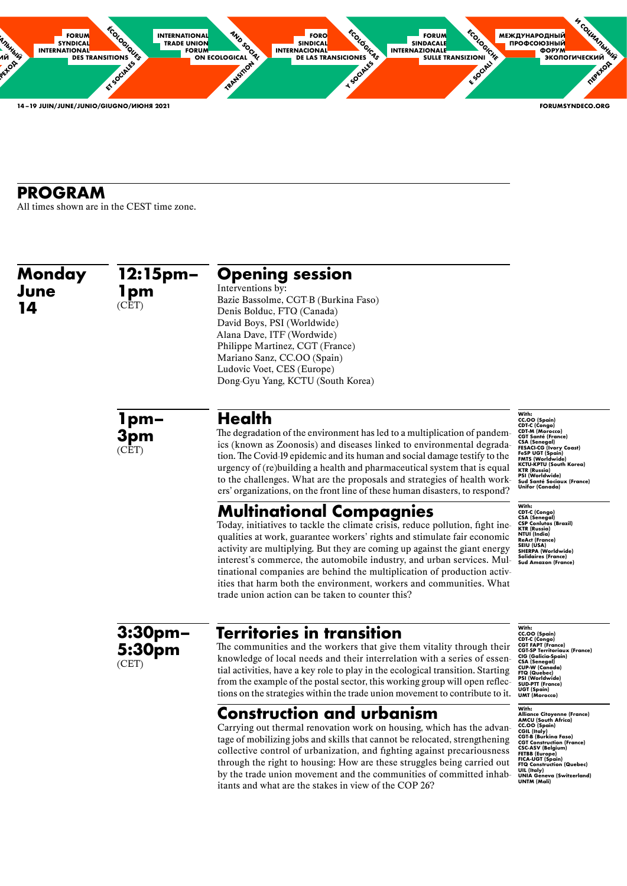# PROGRAM

All times shown are in the CEST time zone.

## Monday June 14

### 12:15pm–1pm (CET)

## Opening session

Interventions by:
Bazie Bassolme, CGT-B (Burkina Faso)
Denis Bolduc, FTQ (Canada)
David Boys, PSI (Worldwide)
Alana Dave, ITF (Wordwide)
Philippe Martinez, CGT (France)
Mariano Sanz, CC.OO (Spain)
Ludovic Voet, CES (Europe)
Dong-Gyu Yang, KCTU (South Korea)

### 1pm–3pm (CET)

## Health

The degradation of the environment has led to a multiplication of pandemics (known as Zoonosis) and diseases linked to environmental degradation. The Covid-19 epidemic and its human and social damage testify to the urgency of (re)building a health and pharmaceutical system that is equal to the challenges. What are the proposals and strategies of health workers' organizations, on the front line of these human disasters, to respond?

**With:**
**CC.OO (Spain)**
**CDT-C (Congo)**
**CDT-M (Morocco)**
**CGT Santé (France)**
**CSA (Senegal)**
**FESACI-CG (Ivory Coast)**
**FeSP UGT (Spain)**
**FMTS (Worldwide)**
**KCTU-KPTU (South Korea)**
**KTR (Russia)**
**PSI (Worldwide)**
**Sud Santé Sociaux (France)**
**Unifor (Canada)**

## Multinational Compagnies

Today, initiatives to tackle the climate crisis, reduce pollution, fight inequalities at work, guarantee workers' rights and stimulate fair economic activity are multiplying. But they are coming up against the giant energy interest's commerce, the automobile industry, and urban services. Multinational companies are behind the multiplication of production activities that harm both the environment, workers and communities. What trade union action can be taken to counter this?

**With:**
**CDT-C (Congo)**
**CSA (Senegal)**
**CSP Conlutas (Brazil)**
**KTR (Russia)**
**NTUI (India)**
**ReAct (France)**
**SEIU (USA)**
**SHERPA (Worldwide)**
**Solidaires (France)**
**Sud Amazon (France)**

### 3:30pm–5:30pm (CET)

## Territories in transition

The communities and the workers that give them vitality through their knowledge of local needs and their interrelation with a series of essential activities, have a key role to play in the ecological transition. Starting from the example of the postal sector, this working group will open reflections on the strategies within the trade union movement to contribute to it.

**With:**
**CC.OO (Spain)**
**CDT-C (Congo)**
**CGT FAPT (France)**
**CGT-SP Territoriaux (France)**
**CIG (Galicia-Spain)**
**CSA (Senegal)**
**CUP-W (Canada)**
**FTQ (Quebec)**
**PSI (Worldwide)**
**SUD-PTT (France)**
**UGT (Spain)**
**UMT (Morocco)**

## Construction and urbanism

Carrying out thermal renovation work on housing, which has the advantage of mobilizing jobs and skills that cannot be relocated, strengthening collective control of urbanization, and fighting against precariousness through the right to housing: How are these struggles being carried out by the trade union movement and the communities of committed inhabitants and what are the stakes in view of the COP 26?

**With:**
**Alliance Citoyenne (France)**
**AMCU (South Africa)**
**CC.OO (Spain)**
**CGIL (Italy)**
**CGT-B (Burkina Faso)**
**CGT Construction (France)**
**CSC-ASV (Belgium)**
**FETBB (Europe)**
**FICA-UGT (Spain)**
**FTQ Construction (Quebec)**
**UIL (Italy)**
**UNIA Geneva (Switzerland)**
**UNTM (Mali)**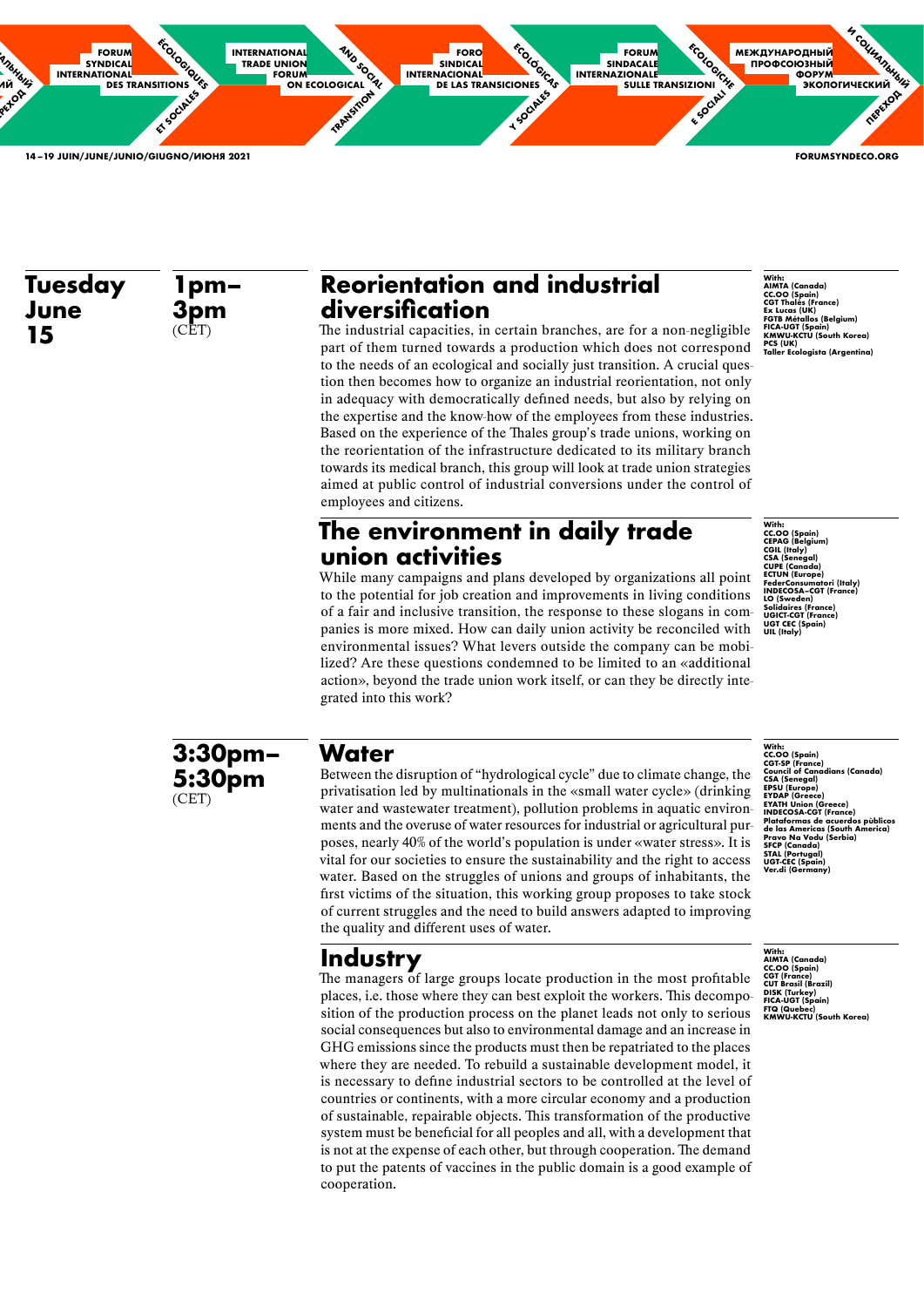## Tuesday June 15

### 1pm–3pm (CET)

## Reorientation and industrial diversification

**With:**
AIMTA (Canada)
CC.OO (Spain)
CGT Thalès (France)
Ex Lucas (UK)
FGTB Métallos (Belgium)
FICA-UGT (Spain)
KMWU-KCTU (South Korea)
PCS (UK)
Taller Ecologista (Argentina)

The industrial capacities, in certain branches, are for a non-negligible part of them turned towards a production which does not correspond to the needs of an ecological and socially just transition. A crucial question then becomes how to organize an industrial reorientation, not only in adequacy with democratically defined needs, but also by relying on the expertise and the know-how of the employees from these industries. Based on the experience of the Thales group's trade unions, working on the reorientation of the infrastructure dedicated to its military branch towards its medical branch, this group will look at trade union strategies aimed at public control of industrial conversions under the control of employees and citizens.

## The environment in daily trade union activities

**With:**
CC.OO (Spain)
CEPAG (Belgium)
CGIL (Italy)
CSA (Senegal)
CUPE (Canada)
ECTUN (Europe)
FederConsumatori (Italy)
INDECOSA–CGT (France)
LO (Sweden)
Solidaires (France)
UGICT-CGT (France)
UGT CEC (Spain)
UIL (Italy)

While many campaigns and plans developed by organizations all point to the potential for job creation and improvements in living conditions of a fair and inclusive transition, the response to these slogans in companies is more mixed. How can daily union activity be reconciled with environmental issues? What levers outside the company can be mobilized? Are these questions condemned to be limited to an «additional action», beyond the trade union work itself, or can they be directly integrated into this work?

### 3:30pm–5:30pm (CET)

## Water

**With:**
CC.OO (Spain)
CGT-SP (France)
Council of Canadians (Canada)
CSA (Senegal)
EPSU (Europe)
EYDAP (Greece)
EYATH Union (Greece)
INDECOSA-CGT (France)
Plataformas de acuerdos públicos de las Americas (South America)
Pravo Na Vodu (Serbia)
SFCP (Canada)
STAL (Portugal)
UGT-CEC (Spain)
Ver.di (Germany)

Between the disruption of "hydrological cycle" due to climate change, the privatisation led by multinationals in the «small water cycle» (drinking water and wastewater treatment), pollution problems in aquatic environments and the overuse of water resources for industrial or agricultural purposes, nearly 40% of the world's population is under «water stress». It is vital for our societies to ensure the sustainability and the right to access water. Based on the struggles of unions and groups of inhabitants, the first victims of the situation, this working group proposes to take stock of current struggles and the need to build answers adapted to improving the quality and different uses of water.

## Industry

**With:**
AIMTA (Canada)
CC.OO (Spain)
CGT (France)
CUT Brasil (Brazil)
DISK (Turkey)
FICA-UGT (Spain)
FTQ (Quebec)
KMWU-KCTU (South Korea)

The managers of large groups locate production in the most profitable places, i.e. those where they can best exploit the workers. This decomposition of the production process on the planet leads not only to serious social consequences but also to environmental damage and an increase in GHG emissions since the products must then be repatriated to the places where they are needed. To rebuild a sustainable development model, it is necessary to define industrial sectors to be controlled at the level of countries or continents, with a more circular economy and a production of sustainable, repairable objects. This transformation of the productive system must be beneficial for all peoples and all, with a development that is not at the expense of each other, but through cooperation. The demand to put the patents of vaccines in the public domain is a good example of cooperation.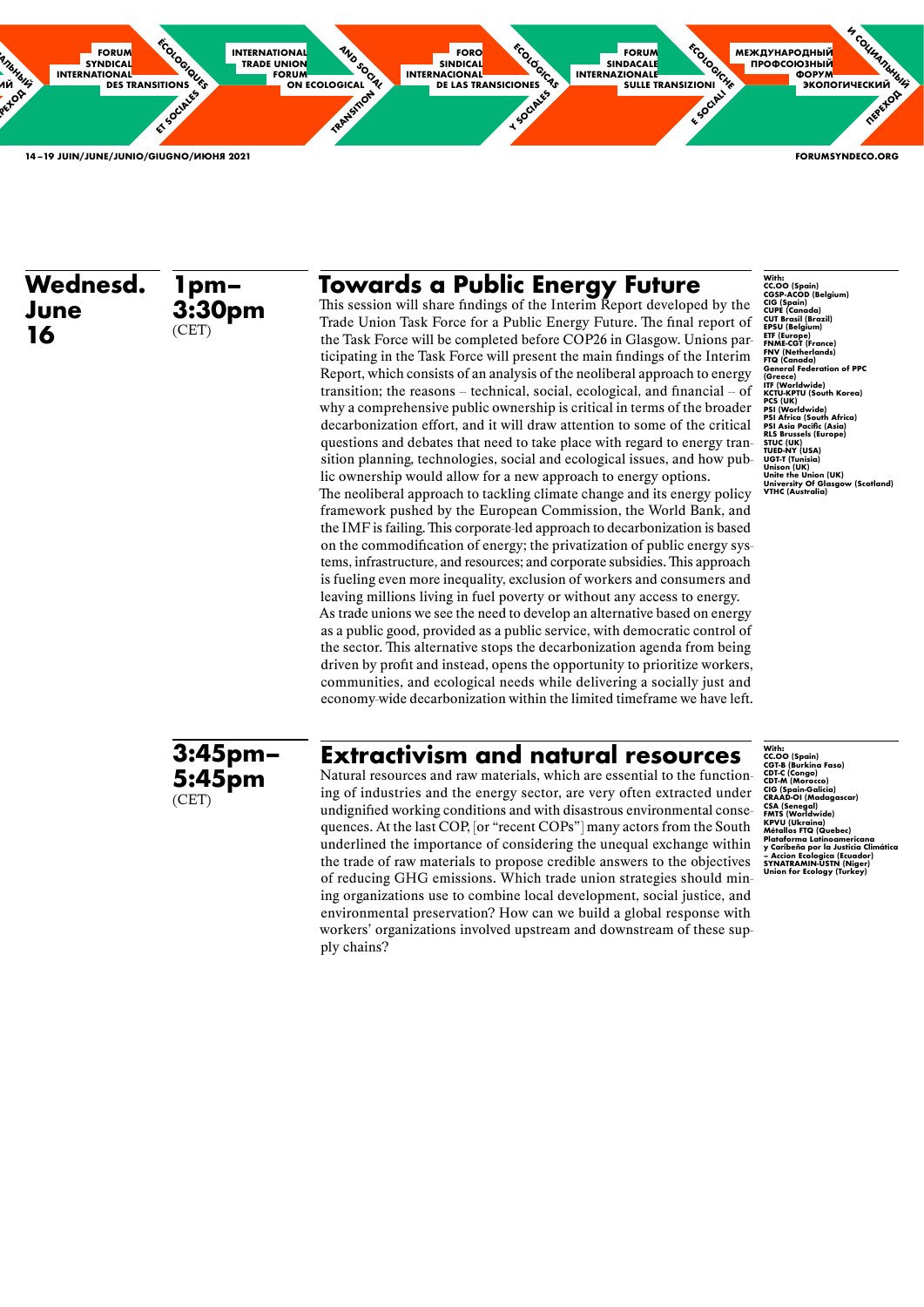**Wednesd. June 16**

**1pm–3:30pm** (CET)

## Towards a Public Energy Future

This session will share findings of the Interim Report developed by the Trade Union Task Force for a Public Energy Future. The final report of the Task Force will be completed before COP26 in Glasgow. Unions participating in the Task Force will present the main findings of the Interim Report, which consists of an analysis of the neoliberal approach to energy transition; the reasons – technical, social, ecological, and financial – of why a comprehensive public ownership is critical in terms of the broader decarbonization effort, and it will draw attention to some of the critical questions and debates that need to take place with regard to energy transition planning, technologies, social and ecological issues, and how public ownership would allow for a new approach to energy options.

The neoliberal approach to tackling climate change and its energy policy framework pushed by the European Commission, the World Bank, and the IMF is failing. This corporate-led approach to decarbonization is based on the commodification of energy; the privatization of public energy systems, infrastructure, and resources; and corporate subsidies. This approach is fueling even more inequality, exclusion of workers and consumers and leaving millions living in fuel poverty or without any access to energy.

As trade unions we see the need to develop an alternative based on energy as a public good, provided as a public service, with democratic control of the sector. This alternative stops the decarbonization agenda from being driven by profit and instead, opens the opportunity to prioritize workers, communities, and ecological needs while delivering a socially just and economy-wide decarbonization within the limited timeframe we have left.

**With:**
CC.OO (Spain)
CGSP-ACOD (Belgium)
CIG (Spain)
CUPE (Canada)
EPSU (Belgium)
ETF (Europe)
FNME-CGT (France)
FNV (Netherlands)
FTQ (Canada)
General Federation of PPC (Greece)
ITF (Worldwide)
KCTU-KPTU (South Korea)
PCS (UK)
PSI (Worldwide)
PSI Africa (South Africa)
PSI Asia Pacific (Asia)
RLS Brussels (Europe)
STUC (UK)
TUED-NY (USA)
UGT-T (Tunisia)
Unison (UK)
Unite the Union (UK)
University Of Glasgow (Scotland)
VTHC (Australia)

**3:45pm–5:45pm** (CET)

## Extractivism and natural resources

Natural resources and raw materials, which are essential to the functioning of industries and the energy sector, are very often extracted under undignified working conditions and with disastrous environmental consequences. At the last COP, [or "recent COPs"] many actors from the South underlined the importance of considering the unequal exchange within the trade of raw materials to propose credible answers to the objectives of reducing GHG emissions. Which trade union strategies should mining organizations use to combine local development, social justice, and environmental preservation? How can we build a global response with workers' organizations involved upstream and downstream of these supply chains?

**With:**
CC.OO (Spain)
CGT-B (Burkina Faso)
CDT-C (Congo)
CDT-M (Morocco)
CIG (Spain-Galicia)
CRAAD-OI (Madagascar)
CSA (Senegal)
FMTS (Worldwide)
KPVU (Ukraina)
Métallos FTQ (Quebec)
Plataforma Latinoamericana y Caribeña por la Justicia Climática – Accion Ecologica (Ecuador)
SYNATRAMIN-USTN (Niger)
Union for Ecology (Turkey)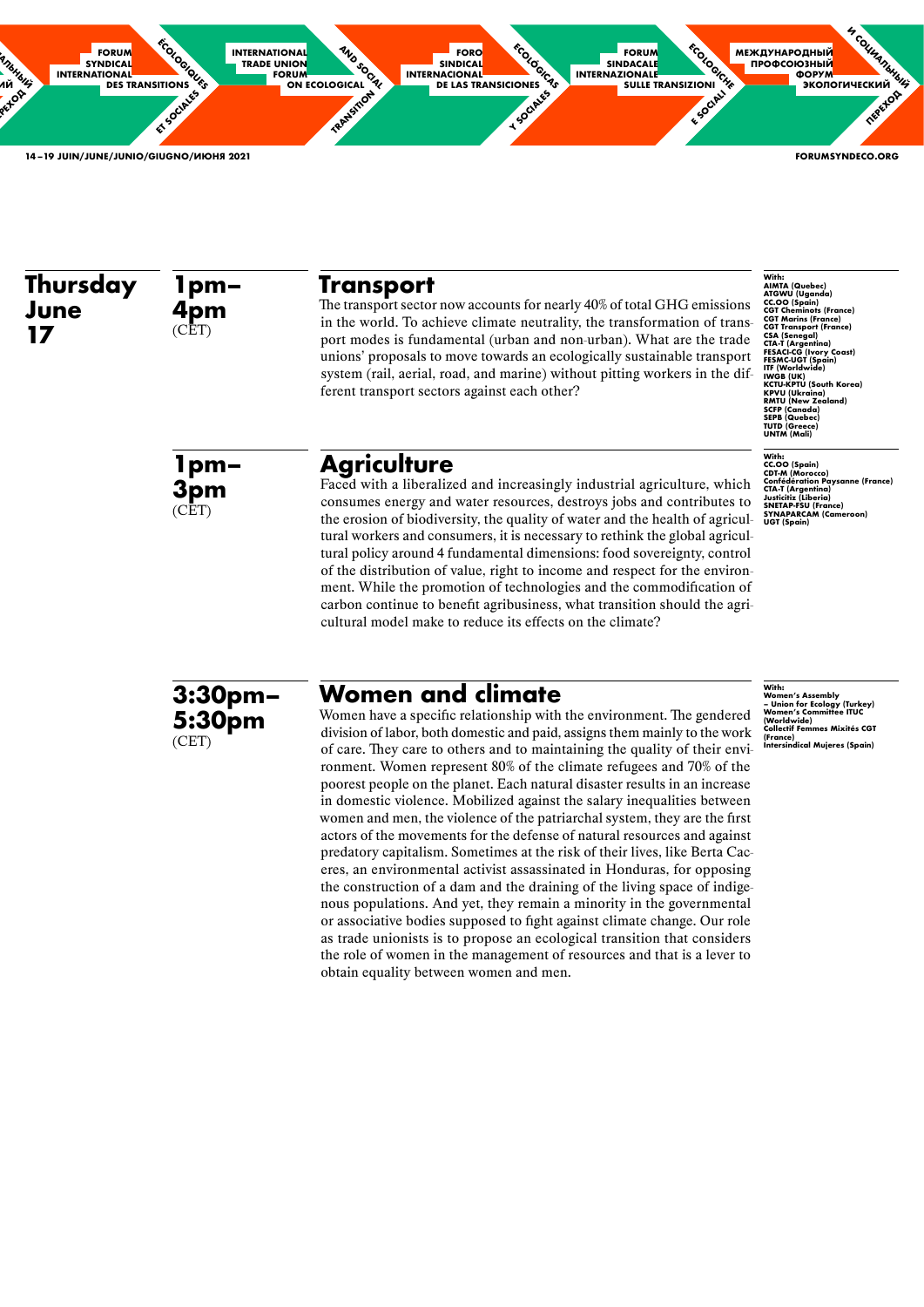## Thursday June 17

### 1pm–4pm (CET)

## Transport

The transport sector now accounts for nearly 40% of total GHG emissions in the world. To achieve climate neutrality, the transformation of transport modes is fundamental (urban and non-urban). What are the trade unions' proposals to move towards an ecologically sustainable transport system (rail, aerial, road, and marine) without pitting workers in the different transport sectors against each other?

**With:**
AIMTA (Quebec)
ATGWU (Uganda)
CC.OO (Spain)
CGT Cheminots (France)
CGT Marins (France)
CGT Transport (France)
CSA (Senegal)
CTA-T (Argentina)
FESACI-CG (Ivory Coast)
FESMC-UGT (Spain)
ITF (Worldwide)
IWGB (UK)
KCTU-KPTU (South Korea)
KPVU (Ukraina)
RMTU (New Zealand)
SCFP (Canada)
SEPB (Quebec)
TUTD (Greece)
UNTM (Mali)

### 1pm–3pm (CET)

## Agriculture

Faced with a liberalized and increasingly industrial agriculture, which consumes energy and water resources, destroys jobs and contributes to the erosion of biodiversity, the quality of water and the health of agricultural workers and consumers, it is necessary to rethink the global agricultural policy around 4 fundamental dimensions: food sovereignty, control of the distribution of value, right to income and respect for the environment. While the promotion of technologies and the commodification of carbon continue to benefit agribusiness, what transition should the agricultural model make to reduce its effects on the climate?

**With:**
CC.OO (Spain)
CDT-M (Morocco)
Confédération Paysanne (France)
CTA-T (Argentina)
Justicitiz (Liberia)
SNETAP-FSU (France)
SYNAPARCAM (Cameroon)
UGT (Spain)

### 3:30pm–5:30pm (CET)

## Women and climate

Women have a specific relationship with the environment. The gendered division of labor, both domestic and paid, assigns them mainly to the work of care. They care to others and to maintaining the quality of their environment. Women represent 80% of the climate refugees and 70% of the poorest people on the planet. Each natural disaster results in an increase in domestic violence. Mobilized against the salary inequalities between women and men, the violence of the patriarchal system, they are the first actors of the movements for the defense of natural resources and against predatory capitalism. Sometimes at the risk of their lives, like Berta Caceres, an environmental activist assassinated in Honduras, for opposing the construction of a dam and the draining of the living space of indigenous populations. And yet, they remain a minority in the governmental or associative bodies supposed to fight against climate change. Our role as trade unionists is to propose an ecological transition that considers the role of women in the management of resources and that is a lever to obtain equality between women and men.

**With:**
Women's Assembly – Union for Ecology (Turkey)
Women's Committee ITUC (Worldwide)
Collectif Femmes Mixités CGT (France)
Intersindical Mujeres (Spain)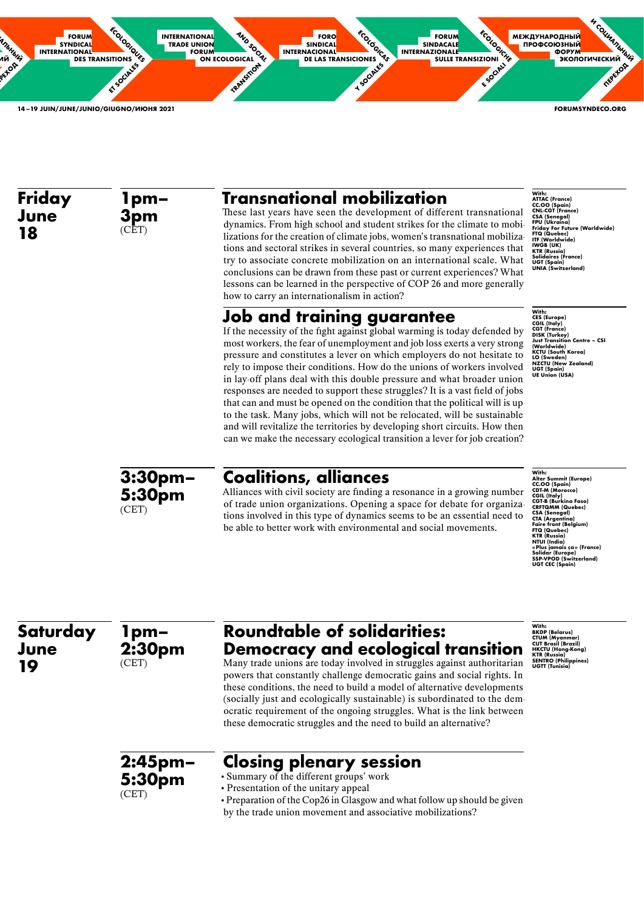## Friday June 18

### 1pm–3pm (CET)

### Transnational mobilization

These last years have seen the development of different transnational dynamics. From high school and student strikes for the climate to mobilizations for the creation of climate jobs, women's transnational mobilizations and sectoral strikes in several countries, so many experiences that try to associate concrete mobilization on an international scale. What conclusions can be drawn from these past or current experiences? What lessons can be learned in the perspective of COP 26 and more generally how to carry an internationalism in action?

**With:**
ATTAC (France)
CC.OO (Spain)
CNL-CGT (France)
CSA (Senegal)
FPU (Ukraina)
Friday For Future (Worldwide)
FTQ (Quebec)
ITF (Worldwide)
IWGB (UK)
KTR (Russia)
Solidaires (France)
UGT (Spain)
UNIA (Switzerland)

### Job and training guarantee

If the necessity of the fight against global warming is today defended by most workers, the fear of unemployment and job loss exerts a very strong pressure and constitutes a lever on which employers do not hesitate to rely to impose their conditions. How do the unions of workers involved in lay-off plans deal with this double pressure and what broader union responses are needed to support these struggles? It is a vast field of jobs that can and must be opened on the condition that the political will is up to the task. Many jobs, which will not be relocated, will be sustainable and will revitalize the territories by developing short circuits. How then can we make the necessary ecological transition a lever for job creation?

**With:**
CES (Europe)
CGIL (Italy)
CGT (France)
DISK (Turkey)
Just Transition Centre – CSI (Worldwide)
KCTU (South Korea)
LO (Sweden)
NZCTU (New Zealand)
UGT (Spain)
UE Union (USA)

### 3:30pm–5:30pm (CET)

### Coalitions, alliances

Alliances with civil society are finding a resonance in a growing number of trade union organizations. Opening a space for debate for organizations involved in this type of dynamics seems to be an essential need to be able to better work with environmental and social movements.

**With:**
Alter Summit (Europe)
CC.OO (Spain)
CDT-M (Morocco)
CGIL (Italy)
CGT-B (Burkina Faso)
CRFTQMM (Quebec)
CSA (Senegal)
CTA (Argentina)
Faire front (Belgium)
FTQ (Quebec)
KTR (Russia)
NTUI (India)
«Plus jamais ça» (France)
Solidar (Europe)
SSP-VPOD (Switzerland)
UGT CEC (Spain)

## Saturday June 19

### 1pm–2:30pm (CET)

### Roundtable of solidarities: Democracy and ecological transition

Many trade unions are today involved in struggles against authoritarian powers that constantly challenge democratic gains and social rights. In these conditions, the need to build a model of alternative developments (socially just and ecologically sustainable) is subordinated to the democratic requirement of the ongoing struggles. What is the link between these democratic struggles and the need to build an alternative?

**With:**
BKDP (Belarus)
CTUM (Myanmar)
CUT Brasil (Brazil)
HKCTU (Hong-Kong)
KTR (Russia)
SENTRO (Philippines)
UGTT (Tunisia)

### 2:45pm–5:30pm (CET)

### Closing plenary session

- Summary of the different groups' work
- Presentation of the unitary appeal
- Preparation of the Cop26 in Glasgow and what follow up should be given by the trade union movement and associative mobilizations?